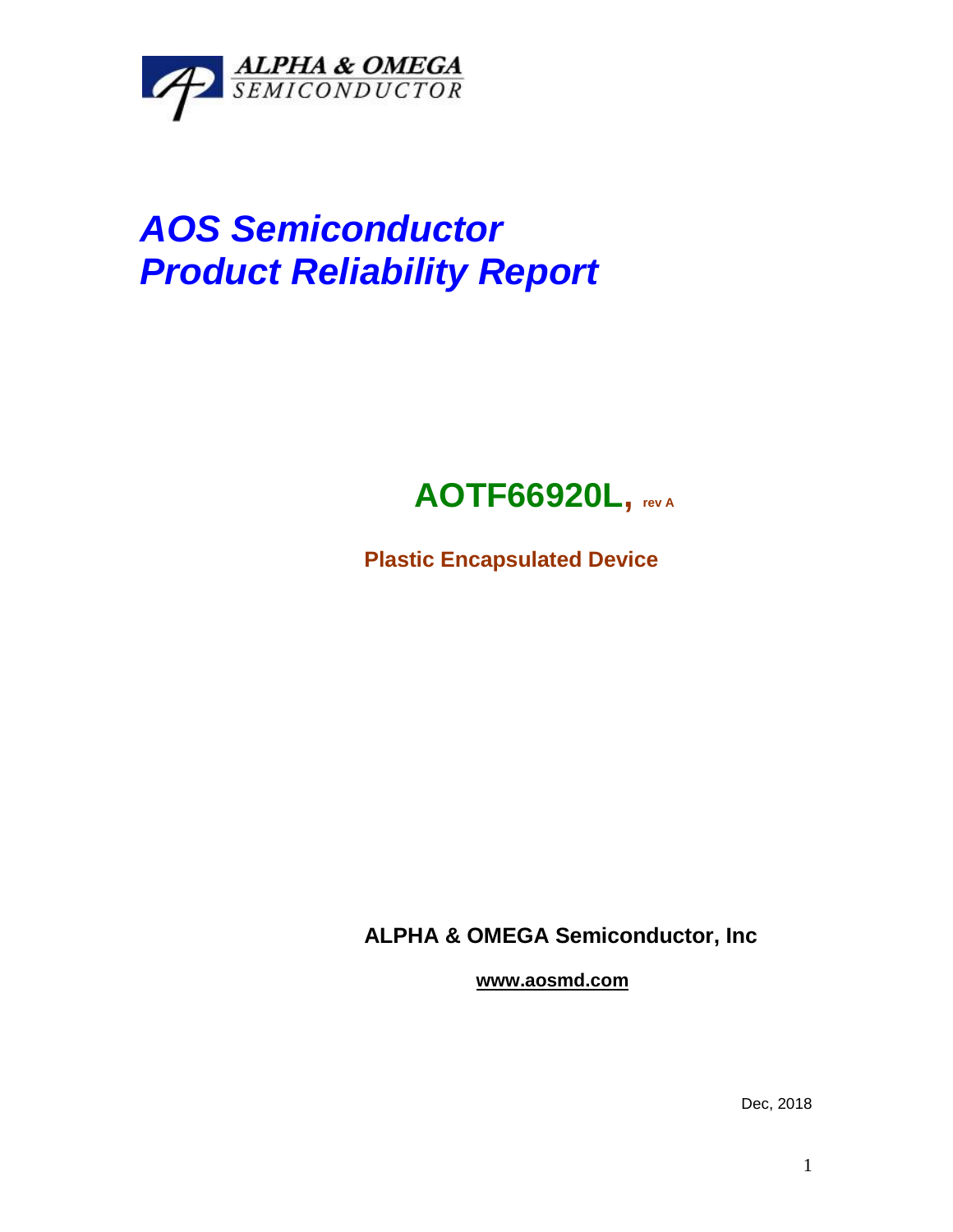ALPHA & OMEGA
SEMICONDUCTOR

# *AOS Semiconductor*
# *Product Reliability Report*

## AOTF66920L, rev A

**Plastic Encapsulated Device**

**ALPHA & OMEGA Semiconductor, Inc**

**www.aosmd.com**

Dec, 2018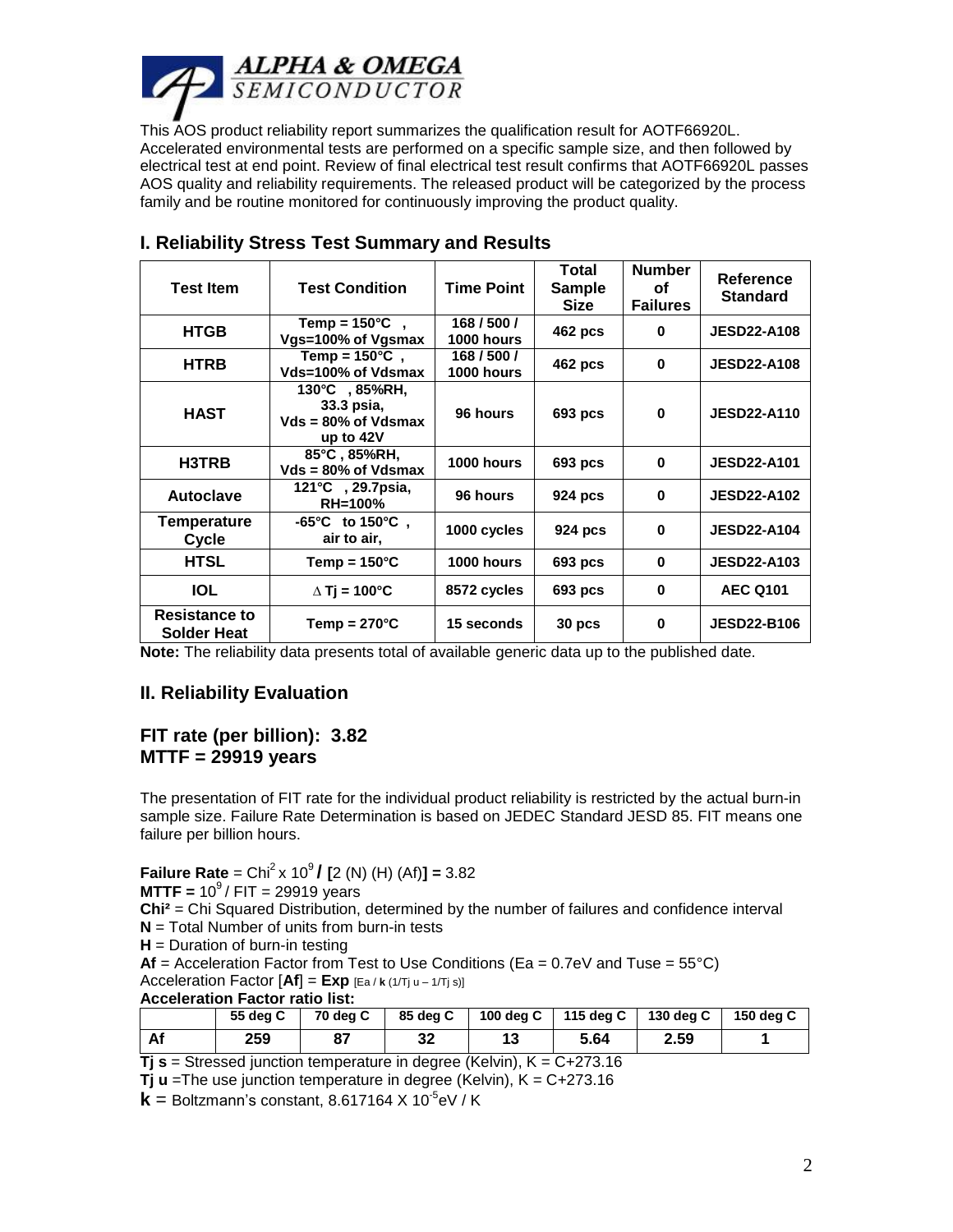This AOS product reliability report summarizes the qualification result for AOTF66920L. Accelerated environmental tests are performed on a specific sample size, and then followed by electrical test at end point. Review of final electrical test result confirms that AOTF66920L passes AOS quality and reliability requirements. The released product will be categorized by the process family and be routine monitored for continuously improving the product quality.

## I. Reliability Stress Test Summary and Results

| Test Item | Test Condition | Time Point | Total Sample Size | Number of Failures | Reference Standard |
|---|---|---|---|---|---|
| HTGB | Temp = 150°C , Vgs=100% of Vgsmax | 168 / 500 / 1000 hours | 462 pcs | 0 | JESD22-A108 |
| HTRB | Temp = 150°C , Vds=100% of Vdsmax | 168 / 500 / 1000 hours | 462 pcs | 0 | JESD22-A108 |
| HAST | 130°C , 85%RH, 33.3 psia, Vds = 80% of Vdsmax up to 42V | 96 hours | 693 pcs | 0 | JESD22-A110 |
| H3TRB | 85°C , 85%RH, Vds = 80% of Vdsmax | 1000 hours | 693 pcs | 0 | JESD22-A101 |
| Autoclave | 121°C , 29.7psia, RH=100% | 96 hours | 924 pcs | 0 | JESD22-A102 |
| Temperature Cycle | -65°C to 150°C , air to air, | 1000 cycles | 924 pcs | 0 | JESD22-A104 |
| HTSL | Temp = 150°C | 1000 hours | 693 pcs | 0 | JESD22-A103 |
| IOL | $\Delta$ Tj = 100°C | 8572 cycles | 693 pcs | 0 | AEC Q101 |
| Resistance to Solder Heat | Temp = 270°C | 15 seconds | 30 pcs | 0 | JESD22-B106 |

**Note:** The reliability data presents total of available generic data up to the published date.

## II. Reliability Evaluation

### FIT rate (per billion): 3.82
### MTTF = 29919 years

The presentation of FIT rate for the individual product reliability is restricted by the actual burn-in sample size. Failure Rate Determination is based on JEDEC Standard JESD 85. FIT means one failure per billion hours.

**Failure Rate** = $Chi^2 \times 10^9$ **/ [**2 (N) (H) (Af)**] =** 3.82

**MTTF =** $10^9$ / FIT = 29919 years

**Chi²** = Chi Squared Distribution, determined by the number of failures and confidence interval

**N** = Total Number of units from burn-in tests

**H** = Duration of burn-in testing

**Af** = Acceleration Factor from Test to Use Conditions (Ea = 0.7eV and Tuse = 55°C)

Acceleration Factor [**Af**] = **Exp** [Ea / **k** (1/Tj u – 1/Tj s)]

**Acceleration Factor ratio list:**

| | 55 deg C | 70 deg C | 85 deg C | 100 deg C | 115 deg C | 130 deg C | 150 deg C |
|---|---|---|---|---|---|---|---|
| Af | 259 | 87 | 32 | 13 | 5.64 | 2.59 | 1 |

**Tj s** = Stressed junction temperature in degree (Kelvin), K = C+273.16

**Tj u** =The use junction temperature in degree (Kelvin), K = C+273.16

**k** = Boltzmann's constant, $8.617164 \times 10^{-5}$eV / K